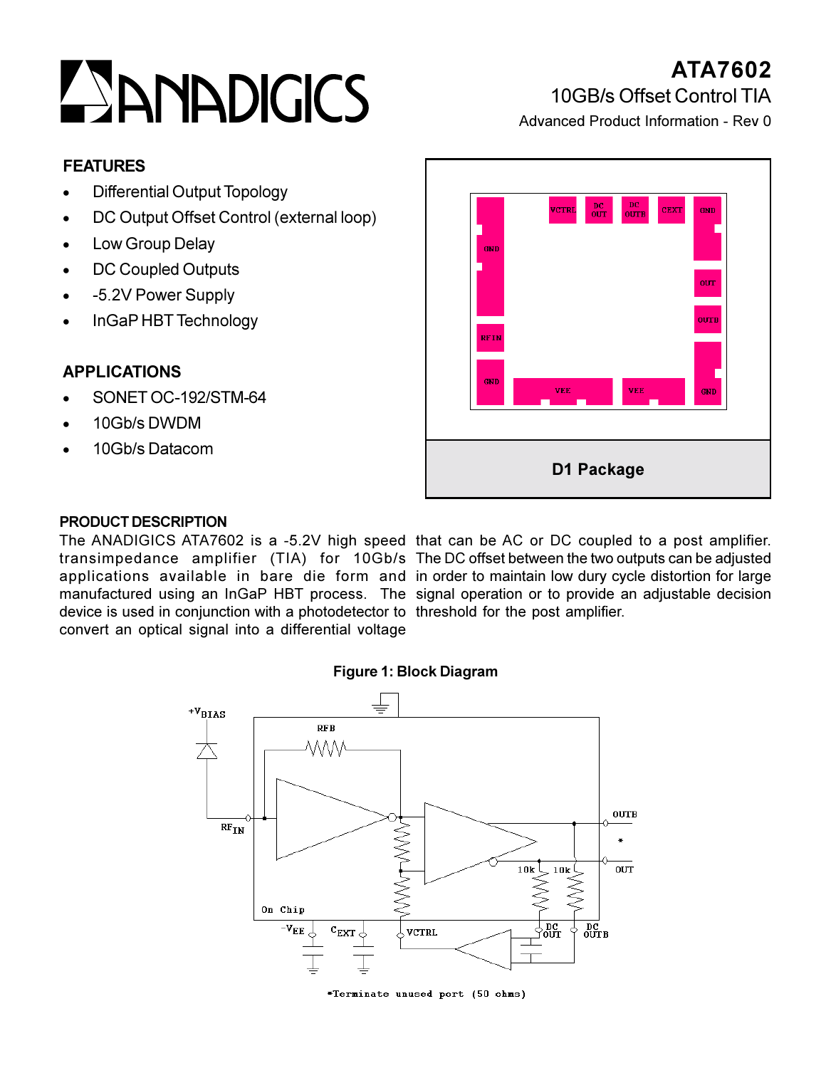# ANADIGICS

## ATA7602

10GB/s Offset Control TIA

Advanced Product Information - Rev 0

### FEATURES

- Differential Output Topology
- DC Output Offset Control (external loop)
- Low Group Delay
- DC Coupled Outputs
- -5.2V Power Supply
- InGaP HBT Technology

### APPLICATIONS

- SONET OC-192/STM-64
- 10Gb/s DWDM
- 10Gb/s Datacom

**D1 Package**

### PRODUCT DESCRIPTION

The ANADIGICS ATA7602 is a -5.2V high speed transimpedance amplifier (TIA) for 10Gb/s applications available in bare die form and manufactured using an InGaP HBT process. The device is used in conjunction with a photodetector to convert an optical signal into a differential voltage that can be AC or DC coupled to a post amplifier. The DC offset between the two outputs can be adjusted in order to maintain low dury cycle distortion for large signal operation or to provide an adjustable decision threshold for the post amplifier.

**Figure 1: Block Diagram**

*Terminate unused port (50 ohms)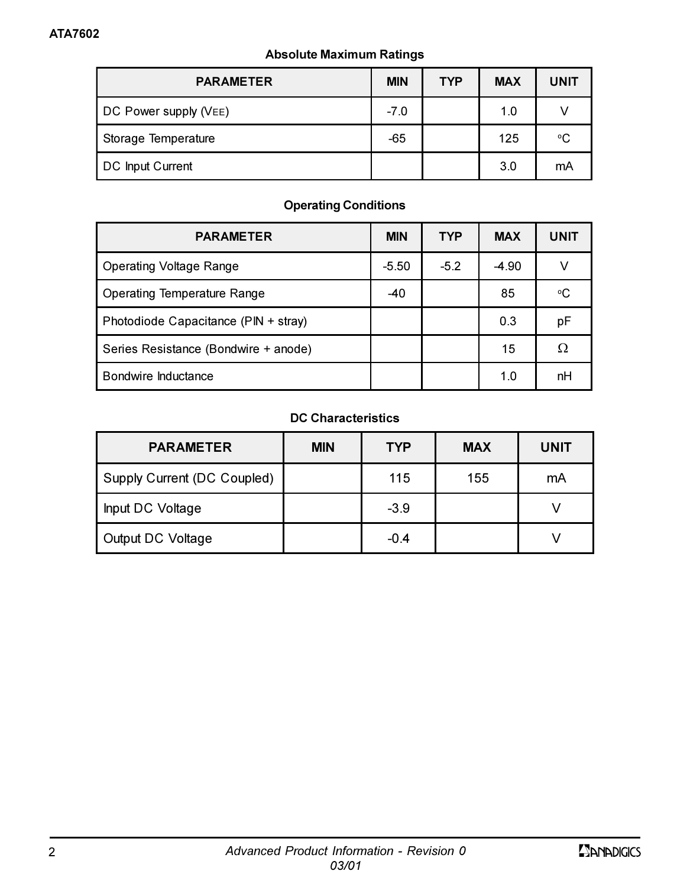### Absolute Maximum Ratings

| PARAMETER | MIN | TYP | MAX | UNIT |
|---|---|---|---|---|
| DC Power supply ($V_{EE}$) | -7.0 | | 1.0 | V |
| Storage Temperature | -65 | | 125 | °C |
| DC Input Current | | | 3.0 | mA |

### Operating Conditions

| PARAMETER | MIN | TYP | MAX | UNIT |
|---|---|---|---|---|
| Operating Voltage Range | -5.50 | -5.2 | -4.90 | V |
| Operating Temperature Range | -40 | | 85 | °C |
| Photodiode Capacitance (PIN + stray) | | | 0.3 | pF |
| Series Resistance (Bondwire + anode) | | | 15 | Ω |
| Bondwire Inductance | | | 1.0 | nH |

### DC Characteristics

| PARAMETER | MIN | TYP | MAX | UNIT |
|---|---|---|---|---|
| Supply Current (DC Coupled) | | 115 | 155 | mA |
| Input DC Voltage | | -3.9 | | V |
| Output DC Voltage | | -0.4 | | V |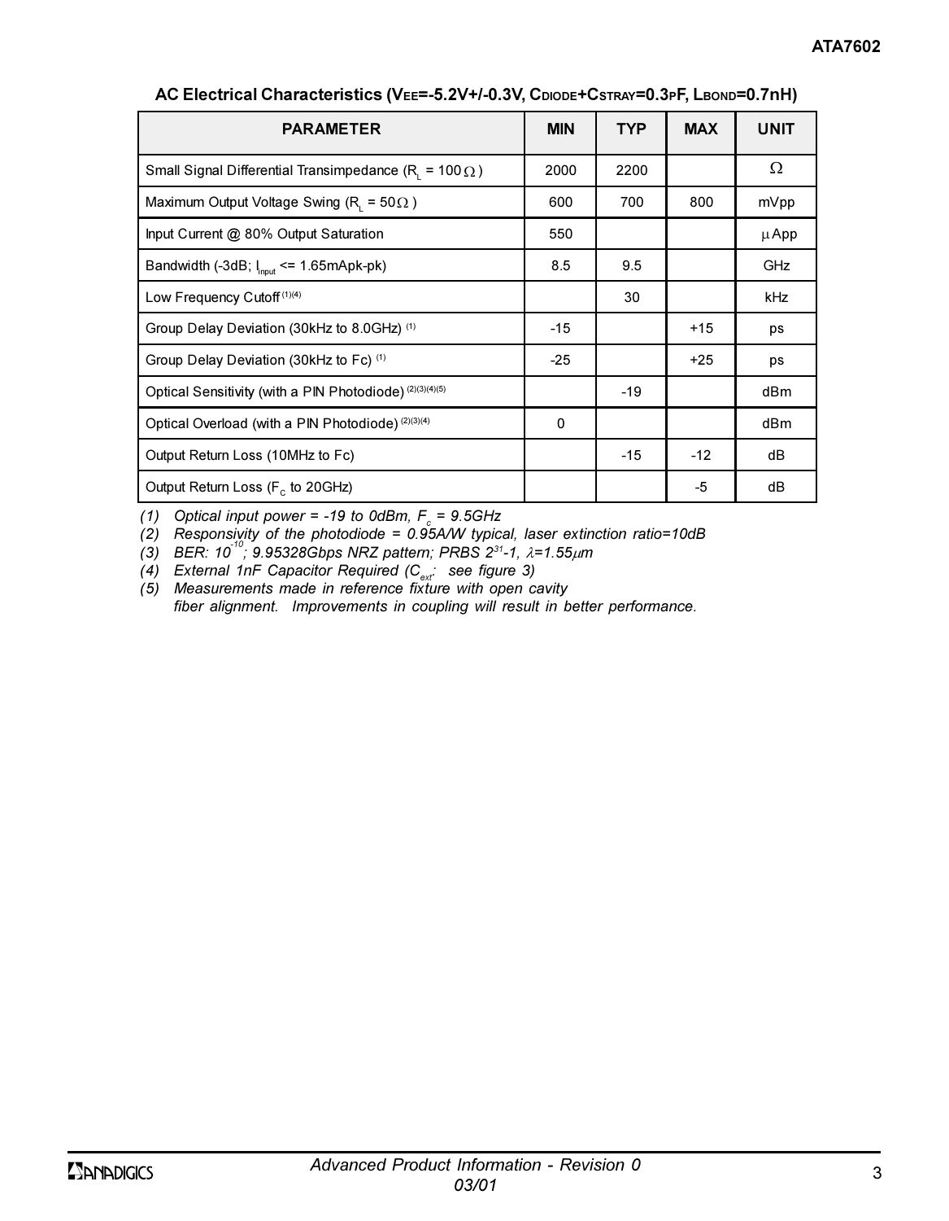## AC Electrical Characteristics ($V_{EE}$=-5.2V+/-0.3V, $C_{DIODE}$+$C_{STRAY}$=0.3pF, $L_{BOND}$=0.7nH)

| PARAMETER | MIN | TYP | MAX | UNIT |
|---|---|---|---|---|
| Small Signal Differential Transimpedance ($R_L$ = 100 Ω) | 2000 | 2200 | | Ω |
| Maximum Output Voltage Swing ($R_L$ = 50 Ω) | 600 | 700 | 800 | mVpp |
| Input Current @ 80% Output Saturation | 550 | | | μApp |
| Bandwidth (-3dB; $I_{input}$ <= 1.65mApk-pk) | 8.5 | 9.5 | | GHz |
| Low Frequency Cutoff [1][4] | | 30 | | kHz |
| Group Delay Deviation (30kHz to 8.0GHz) [1] | -15 | | +15 | ps |
| Group Delay Deviation (30kHz to Fc) [1] | -25 | | +25 | ps |
| Optical Sensitivity (with a PIN Photodiode) [2][3][4][5] | | -19 | | dBm |
| Optical Overload (with a PIN Photodiode) [2][3][4] | 0 | | | dBm |
| Output Return Loss (10MHz to Fc) | | -15 | -12 | dB |
| Output Return Loss ($F_c$ to 20GHz) | | | -5 | dB |

*(1) Optical input power = -19 to 0dBm, $F_c$ = 9.5GHz*
*(2) Responsivity of the photodiode = 0.95A/W typical, laser extinction ratio=10dB*
*(3) BER: $10^{-10}$; 9.95328Gbps NRZ pattern; PRBS $2^{31}$-1, λ=1.55μm*
*(4) External 1nF Capacitor Required ($C_{ext}$: see figure 3)*
*(5) Measurements made in reference fixture with open cavity fiber alignment. Improvements in coupling will result in better performance.*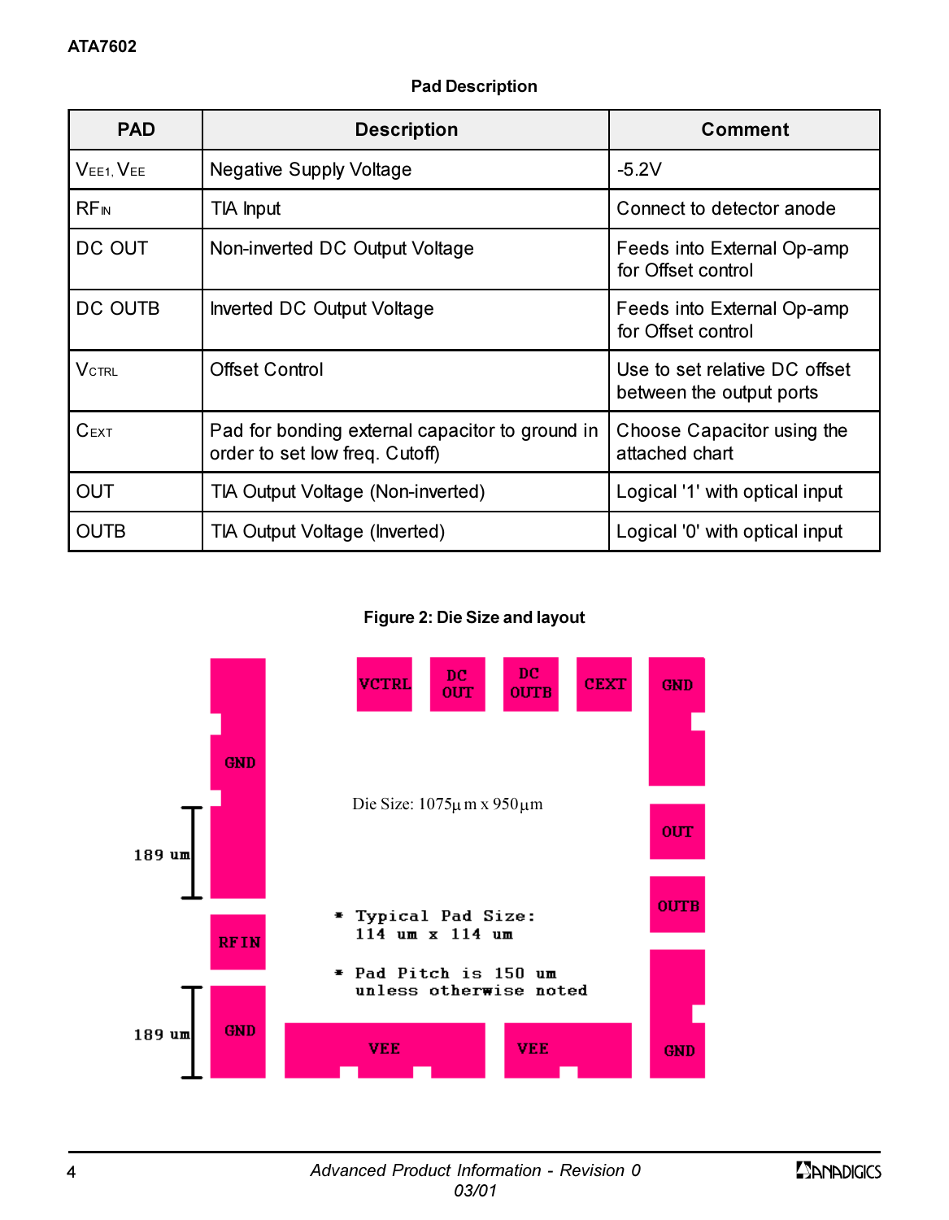### Pad Description

| PAD | Description | Comment |
|---|---|---|
| $V_{EE1}$, $V_{EE}$ | Negative Supply Voltage | -5.2V |
| $RF_{IN}$ | TIA Input | Connect to detector anode |
| DC OUT | Non-inverted DC Output Voltage | Feeds into External Op-amp for Offset control |
| DC OUTB | Inverted DC Output Voltage | Feeds into External Op-amp for Offset control |
| $V_{CTRL}$ | Offset Control | Use to set relative DC offset between the output ports |
| $C_{EXT}$ | Pad for bonding external capacitor to ground in order to set low freq. Cutoff) | Choose Capacitor using the attached chart |
| OUT | TIA Output Voltage (Non-inverted) | Logical '1' with optical input |
| OUTB | TIA Output Voltage (Inverted) | Logical '0' with optical input |

**Figure 2: Die Size and layout**

VCTRL, DC OUT, DC OUTB, CEXT, GND, GND, OUT, OUTB, RFIN, GND, VEE, VEE, GND

189 um

189 um

Die Size: 1075µm x 950µm

* Typical Pad Size: 114 um x 114 um
* Pad Pitch is 150 um unless otherwise noted

*Advanced Product Information - Revision 0*
*03/01*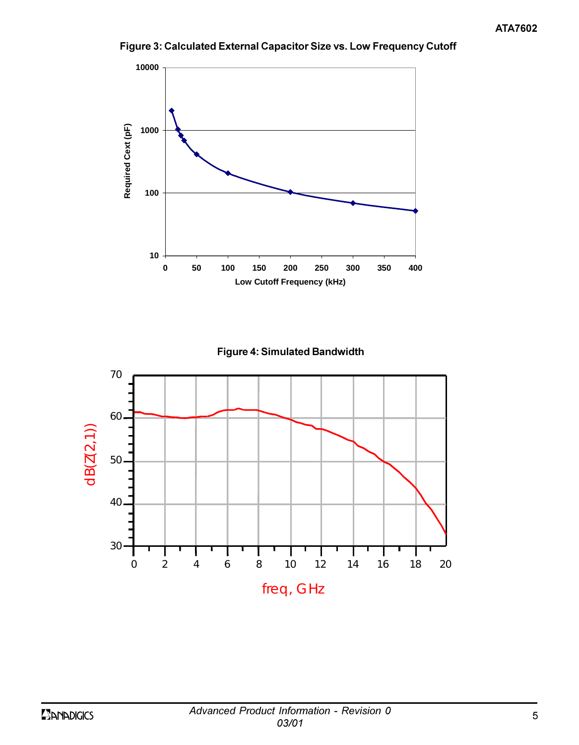**Figure 3: Calculated External Capacitor Size vs. Low Frequency Cutoff**

**Figure 4: Simulated Bandwidth**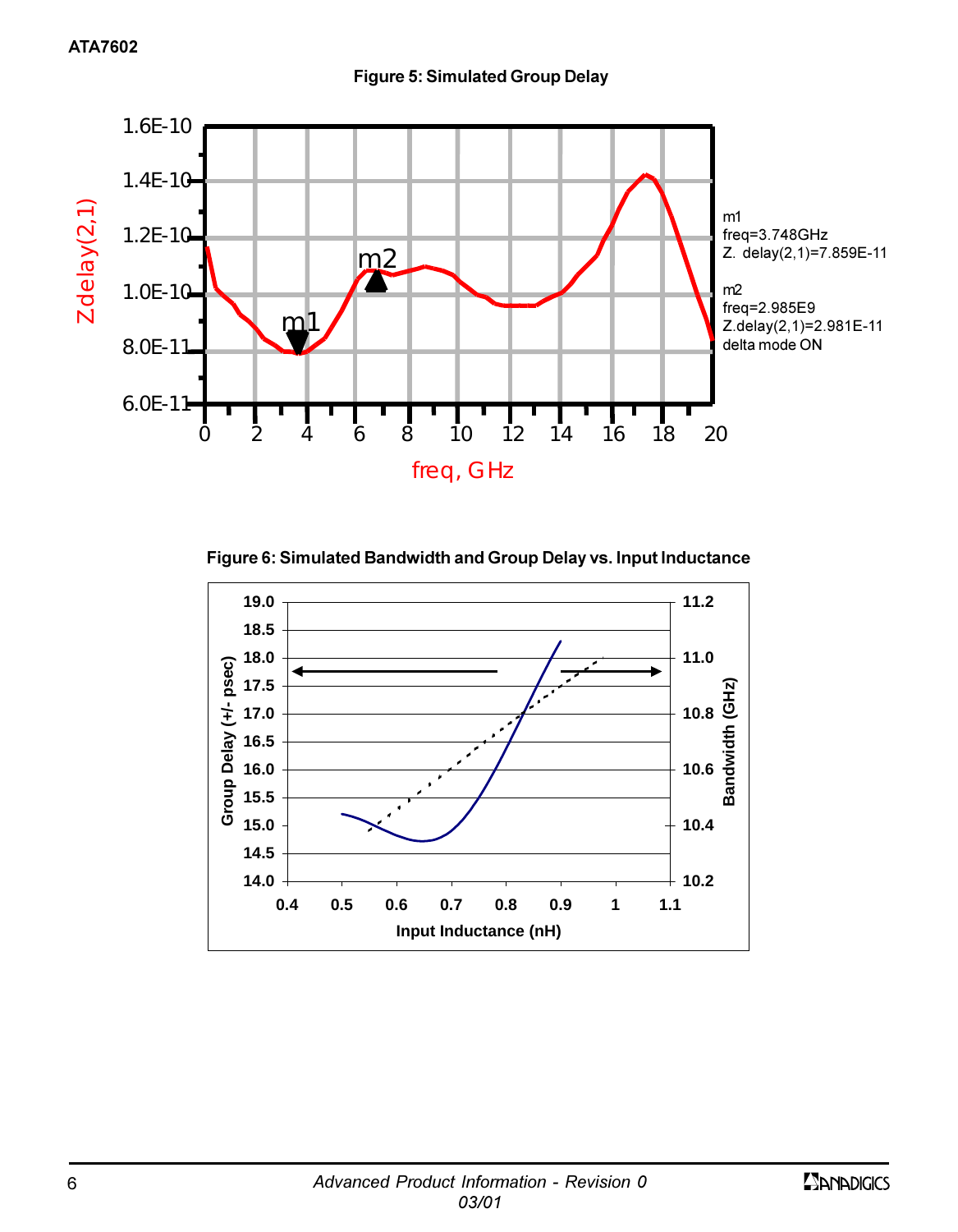**Figure 5: Simulated Group Delay**

m1
freq=3.748GHz
Z. delay(2,1)=7.859E-11

m2
freq=2.985E9
Z.delay(2,1)=2.981E-11
delta mode ON

**Figure 6: Simulated Bandwidth and Group Delay vs. Input Inductance**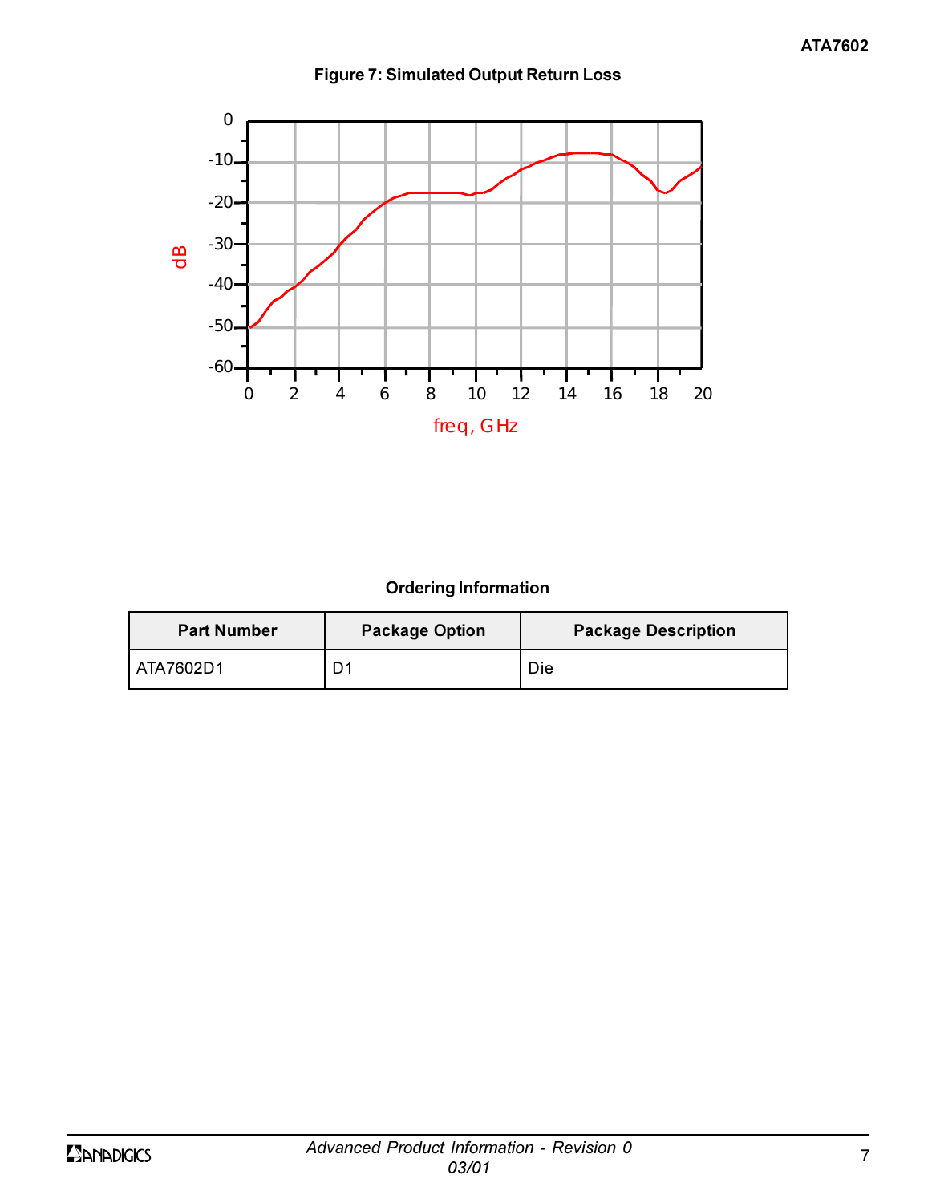**Figure 7: Simulated Output Return Loss**

## Ordering Information

| Part Number | Package Option | Package Description |
|---|---|---|
| ATA7602D1 | D1 | Die |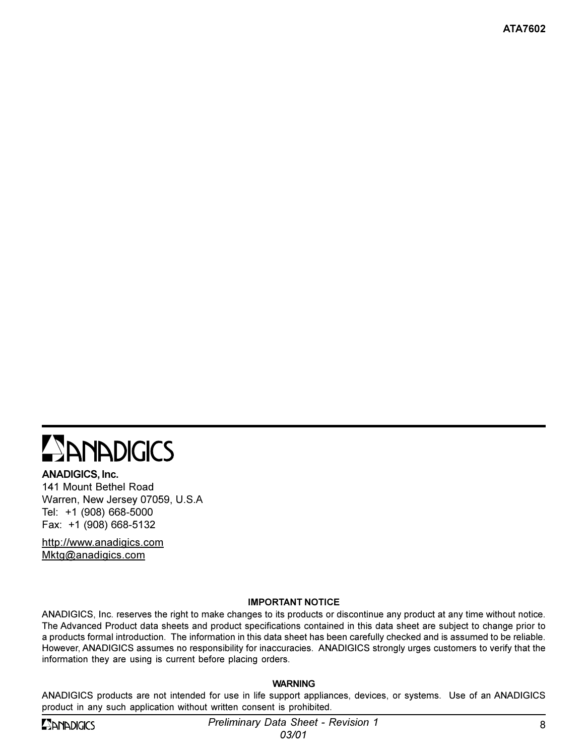**ANADIGICS, Inc.**
141 Mount Bethel Road
Warren, New Jersey 07059, U.S.A
Tel: +1 (908) 668-5000
Fax: +1 (908) 668-5132

http://www.anadigics.com
Mktg@anadigics.com

**IMPORTANT NOTICE**

ANADIGICS, Inc. reserves the right to make changes to its products or discontinue any product at any time without notice. The Advanced Product data sheets and product specifications contained in this data sheet are subject to change prior to a products formal introduction. The information in this data sheet has been carefully checked and is assumed to be reliable. However, ANADIGICS assumes no responsibility for inaccuracies. ANADIGICS strongly urges customers to verify that the information they are using is current before placing orders.

**WARNING**

ANADIGICS products are not intended for use in life support appliances, devices, or systems. Use of an ANADIGICS product in any such application without written consent is prohibited.